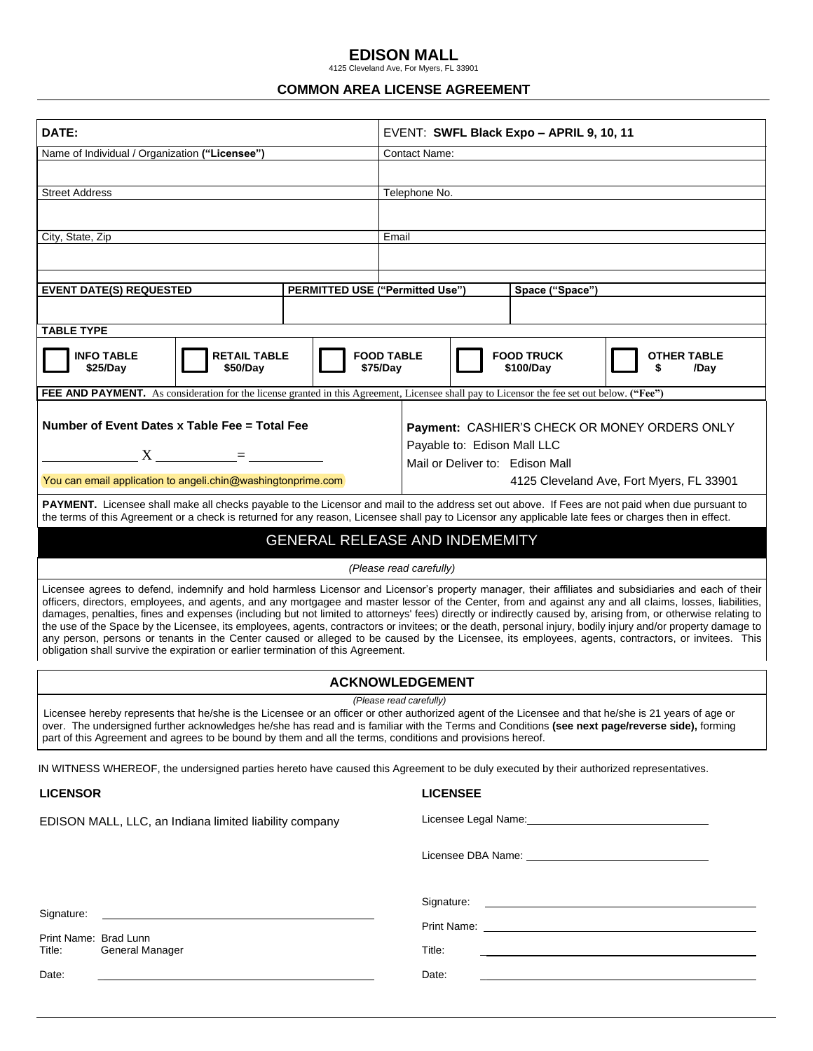# EDISON MALL

4125 Cleveland Ave, For Myers, FL 33901

## COMMON AREA LICENSE AGREEMENT

| DATE: | EVENT: **SWFL Black Expo – APRIL 9, 10, 11** |
|---|---|
| Name of Individual / Organization **("Licensee")** | Contact Name: |
| | |
| Street Address | Telephone No. |
| | |
| City, State, Zip | Email |
| | |

| EVENT DATE(S) REQUESTED | PERMITTED USE ("Permitted Use") | Space ("Space") |
|---|---|---|
| | | |

**TABLE TYPE**

| ☐ INFO TABLE $25/Day | ☐ RETAIL TABLE $50/Day | ☐ FOOD TABLE $75/Day | ☐ FOOD TRUCK $100/Day | ☐ OTHER TABLE $ /Day |
|---|---|---|---|---|

**FEE AND PAYMENT.** As consideration for the license granted in this Agreement, Licensee shall pay to Licensor the fee set out below. **("Fee")**

**Number of Event Dates x Table Fee = Total Fee**

\_\_\_\_\_\_\_\_\_\_ X \_\_\_\_\_\_\_\_\_\_ = \_\_\_\_\_\_\_\_\_\_

You can email application to angeli.chin@washingtonprime.com

**Payment:** CASHIER'S CHECK OR MONEY ORDERS ONLY
Payable to: Edison Mall LLC
Mail or Deliver to: Edison Mall
4125 Cleveland Ave, Fort Myers, FL 33901

**PAYMENT.** Licensee shall make all checks payable to the Licensor and mail to the address set out above. If Fees are not paid when due pursuant to the terms of this Agreement or a check is returned for any reason, Licensee shall pay to Licensor any applicable late fees or charges then in effect.

## GENERAL RELEASE AND INDEMEMITY

*(Please read carefully)*

Licensee agrees to defend, indemnify and hold harmless Licensor and Licensor's property manager, their affiliates and subsidiaries and each of their officers, directors, employees, and agents, and any mortgagee and master lessor of the Center, from and against any and all claims, losses, liabilities, damages, penalties, fines and expenses (including but not limited to attorneys' fees) directly or indirectly caused by, arising from, or otherwise relating to the use of the Space by the Licensee, its employees, agents, contractors or invitees; or the death, personal injury, bodily injury and/or property damage to any person, persons or tenants in the Center caused or alleged to be caused by the Licensee, its employees, agents, contractors, or invitees. This obligation shall survive the expiration or earlier termination of this Agreement.

## ACKNOWLEDGEMENT

*(Please read carefully)*

Licensee hereby represents that he/she is the Licensee or an officer or other authorized agent of the Licensee and that he/she is 21 years of age or over. The undersigned further acknowledges he/she has read and is familiar with the Terms and Conditions **(see next page/reverse side),** forming part of this Agreement and agrees to be bound by them and all the terms, conditions and provisions hereof.

IN WITNESS WHEREOF, the undersigned parties hereto have caused this Agreement to be duly executed by their authorized representatives.

**LICENSOR**

EDISON MALL, LLC, an Indiana limited liability company

Signature: \_\_\_\_\_\_\_\_\_\_\_\_\_\_\_\_\_\_\_\_

Print Name: Brad Lunn
Title: General Manager

Date: \_\_\_\_\_\_\_\_\_\_\_\_\_\_\_\_\_\_\_\_

**LICENSEE**

Licensee Legal Name: \_\_\_\_\_\_\_\_\_\_\_\_\_\_\_\_\_\_\_\_

Licensee DBA Name: \_\_\_\_\_\_\_\_\_\_\_\_\_\_\_\_\_\_\_\_

Signature: \_\_\_\_\_\_\_\_\_\_\_\_\_\_\_\_\_\_\_\_

Print Name: \_\_\_\_\_\_\_\_\_\_\_\_\_\_\_\_\_\_\_\_

Title: \_\_\_\_\_\_\_\_\_\_\_\_\_\_\_\_\_\_\_\_

Date: \_\_\_\_\_\_\_\_\_\_\_\_\_\_\_\_\_\_\_\_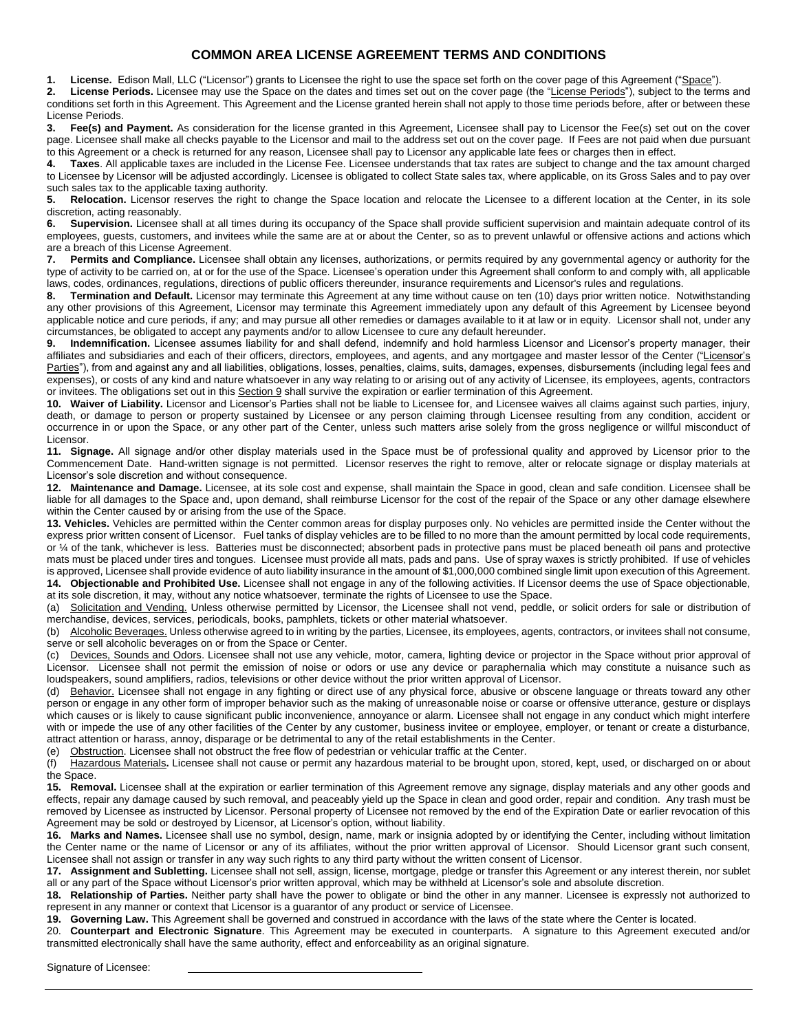# COMMON AREA LICENSE AGREEMENT TERMS AND CONDITIONS

**1. License.** Edison Mall, LLC ("Licensor") grants to Licensee the right to use the space set forth on the cover page of this Agreement ("Space").

**2. License Periods.** Licensee may use the Space on the dates and times set out on the cover page (the "License Periods"), subject to the terms and conditions set forth in this Agreement. This Agreement and the License granted herein shall not apply to those time periods before, after or between these License Periods.

**3. Fee(s) and Payment.** As consideration for the license granted in this Agreement, Licensee shall pay to Licensor the Fee(s) set out on the cover page. Licensee shall make all checks payable to the Licensor and mail to the address set out on the cover page. If Fees are not paid when due pursuant to this Agreement or a check is returned for any reason, Licensee shall pay to Licensor any applicable late fees or charges then in effect.

**4. Taxes**. All applicable taxes are included in the License Fee. Licensee understands that tax rates are subject to change and the tax amount charged to Licensee by Licensor will be adjusted accordingly. Licensee is obligated to collect State sales tax, where applicable, on its Gross Sales and to pay over such sales tax to the applicable taxing authority.

**5. Relocation.** Licensor reserves the right to change the Space location and relocate the Licensee to a different location at the Center, in its sole discretion, acting reasonably.

**6. Supervision.** Licensee shall at all times during its occupancy of the Space shall provide sufficient supervision and maintain adequate control of its employees, guests, customers, and invitees while the same are at or about the Center, so as to prevent unlawful or offensive actions and actions which are a breach of this License Agreement.

**7. Permits and Compliance.** Licensee shall obtain any licenses, authorizations, or permits required by any governmental agency or authority for the type of activity to be carried on, at or for the use of the Space. Licensee's operation under this Agreement shall conform to and comply with, all applicable laws, codes, ordinances, regulations, directions of public officers thereunder, insurance requirements and Licensor's rules and regulations.

**8. Termination and Default.** Licensor may terminate this Agreement at any time without cause on ten (10) days prior written notice. Notwithstanding any other provisions of this Agreement, Licensor may terminate this Agreement immediately upon any default of this Agreement by Licensee beyond applicable notice and cure periods, if any; and may pursue all other remedies or damages available to it at law or in equity. Licensor shall not, under any circumstances, be obligated to accept any payments and/or to allow Licensee to cure any default hereunder.

**9. Indemnification.** Licensee assumes liability for and shall defend, indemnify and hold harmless Licensor and Licensor's property manager, their affiliates and subsidiaries and each of their officers, directors, employees, and agents, and any mortgagee and master lessor of the Center ("Licensor's Parties"), from and against any and all liabilities, obligations, losses, penalties, claims, suits, damages, expenses, disbursements (including legal fees and expenses), or costs of any kind and nature whatsoever in any way relating to or arising out of any activity of Licensee, its employees, agents, contractors or invitees. The obligations set out in this Section 9 shall survive the expiration or earlier termination of this Agreement.

**10. Waiver of Liability.** Licensor and Licensor's Parties shall not be liable to Licensee for, and Licensee waives all claims against such parties, injury, death, or damage to person or property sustained by Licensee or any person claiming through Licensee resulting from any condition, accident or occurrence in or upon the Space, or any other part of the Center, unless such matters arise solely from the gross negligence or willful misconduct of Licensor.

**11. Signage.** All signage and/or other display materials used in the Space must be of professional quality and approved by Licensor prior to the Commencement Date. Hand-written signage is not permitted. Licensor reserves the right to remove, alter or relocate signage or display materials at Licensor's sole discretion and without consequence.

**12. Maintenance and Damage.** Licensee, at its sole cost and expense, shall maintain the Space in good, clean and safe condition. Licensee shall be liable for all damages to the Space and, upon demand, shall reimburse Licensor for the cost of the repair of the Space or any other damage elsewhere within the Center caused by or arising from the use of the Space.

**13. Vehicles.** Vehicles are permitted within the Center common areas for display purposes only. No vehicles are permitted inside the Center without the express prior written consent of Licensor. Fuel tanks of display vehicles are to be filled to no more than the amount permitted by local code requirements, or ¼ of the tank, whichever is less. Batteries must be disconnected; absorbent pads in protective pans must be placed beneath oil pans and protective mats must be placed under tires and tongues. Licensee must provide all mats, pads and pans. Use of spray waxes is strictly prohibited. If use of vehicles is approved, Licensee shall provide evidence of auto liability insurance in the amount of $1,000,000 combined single limit upon execution of this Agreement.

**14. Objectionable and Prohibited Use.** Licensee shall not engage in any of the following activities. If Licensor deems the use of Space objectionable, at its sole discretion, it may, without any notice whatsoever, terminate the rights of Licensee to use the Space.

(a) Solicitation and Vending. Unless otherwise permitted by Licensor, the Licensee shall not vend, peddle, or solicit orders for sale or distribution of merchandise, devices, services, periodicals, books, pamphlets, tickets or other material whatsoever.

(b) Alcoholic Beverages. Unless otherwise agreed to in writing by the parties, Licensee, its employees, agents, contractors, or invitees shall not consume, serve or sell alcoholic beverages on or from the Space or Center.

(c) Devices, Sounds and Odors. Licensee shall not use any vehicle, motor, camera, lighting device or projector in the Space without prior approval of Licensor. Licensee shall not permit the emission of noise or odors or use any device or paraphernalia which may constitute a nuisance such as loudspeakers, sound amplifiers, radios, televisions or other device without the prior written approval of Licensor.

(d) Behavior. Licensee shall not engage in any fighting or direct use of any physical force, abusive or obscene language or threats toward any other person or engage in any other form of improper behavior such as the making of unreasonable noise or coarse or offensive utterance, gesture or displays which causes or is likely to cause significant public inconvenience, annoyance or alarm. Licensee shall not engage in any conduct which might interfere with or impede the use of any other facilities of the Center by any customer, business invitee or employee, employer, or tenant or create a disturbance, attract attention or harass, annoy, disparage or be detrimental to any of the retail establishments in the Center.

(e) Obstruction. Licensee shall not obstruct the free flow of pedestrian or vehicular traffic at the Center.

(f) Hazardous Materials. Licensee shall not cause or permit any hazardous material to be brought upon, stored, kept, used, or discharged on or about the Space.

**15. Removal.** Licensee shall at the expiration or earlier termination of this Agreement remove any signage, display materials and any other goods and effects, repair any damage caused by such removal, and peaceably yield up the Space in clean and good order, repair and condition. Any trash must be removed by Licensee as instructed by Licensor. Personal property of Licensee not removed by the end of the Expiration Date or earlier revocation of this Agreement may be sold or destroyed by Licensor, at Licensor's option, without liability.

**16. Marks and Names.** Licensee shall use no symbol, design, name, mark or insignia adopted by or identifying the Center, including without limitation the Center name or the name of Licensor or any of its affiliates, without the prior written approval of Licensor. Should Licensor grant such consent, Licensee shall not assign or transfer in any way such rights to any third party without the written consent of Licensor.

**17. Assignment and Subletting.** Licensee shall not sell, assign, license, mortgage, pledge or transfer this Agreement or any interest therein, nor sublet all or any part of the Space without Licensor's prior written approval, which may be withheld at Licensor's sole and absolute discretion.

**18. Relationship of Parties.** Neither party shall have the power to obligate or bind the other in any manner. Licensee is expressly not authorized to represent in any manner or context that Licensor is a guarantor of any product or service of Licensee.

**19. Governing Law.** This Agreement shall be governed and construed in accordance with the laws of the state where the Center is located.

20. **Counterpart and Electronic Signature**. This Agreement may be executed in counterparts. A signature to this Agreement executed and/or transmitted electronically shall have the same authority, effect and enforceability as an original signature.

Signature of Licensee: ______________________________